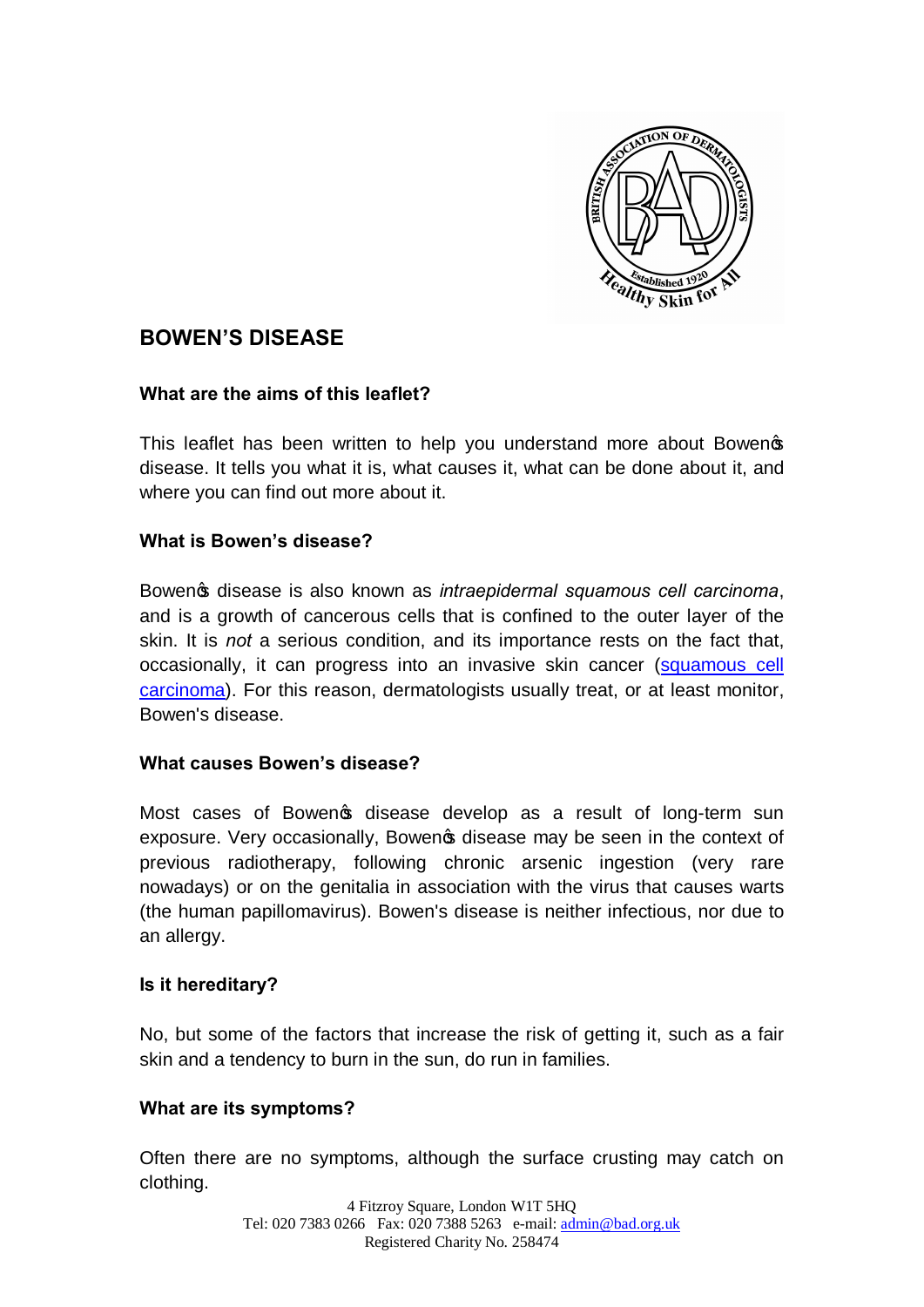# BOWEN'S DISEASE

### What are the aims of this leaflet?

This leaflet has been written to help you understand more about Bowen's disease. It tells you what it is, what causes it, what can be done about it, and where you can find out more about it.

### What is Bowen's disease?

Bowen's disease is also known as *intraepidermal squamous cell carcinoma*, and is a growth of cancerous cells that is confined to the outer layer of the skin. It is *not* a serious condition, and its importance rests on the fact that, occasionally, it can progress into an invasive skin cancer (squamous cell carcinoma). For this reason, dermatologists usually treat, or at least monitor, Bowen's disease.

### What causes Bowen's disease?

Most cases of Bowen's disease develop as a result of long-term sun exposure. Very occasionally, Bowen's disease may be seen in the context of previous radiotherapy, following chronic arsenic ingestion (very rare nowadays) or on the genitalia in association with the virus that causes warts (the human papillomavirus). Bowen's disease is neither infectious, nor due to an allergy.

### Is it hereditary?

No, but some of the factors that increase the risk of getting it, such as a fair skin and a tendency to burn in the sun, do run in families.

### What are its symptoms?

Often there are no symptoms, although the surface crusting may catch on clothing.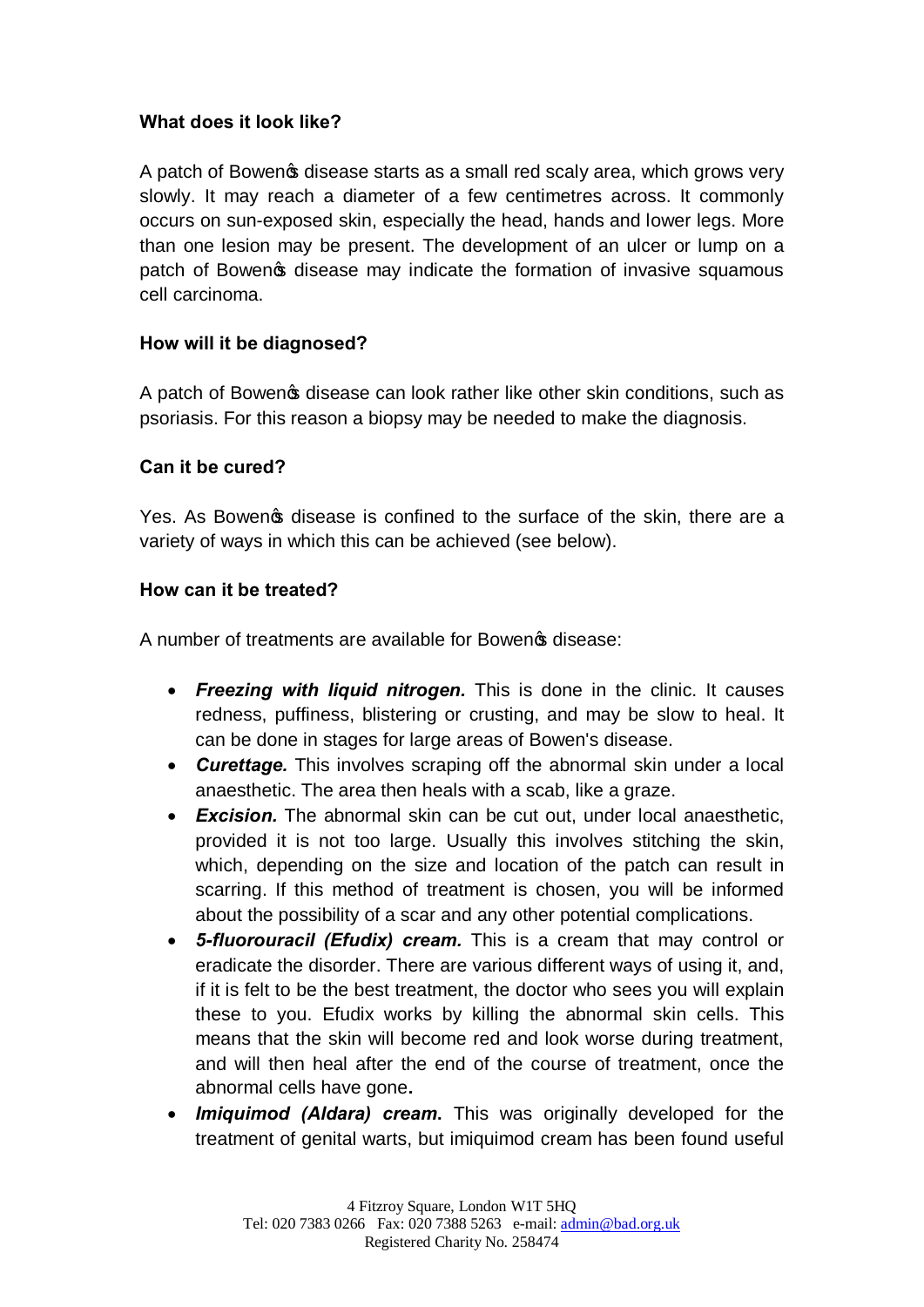### What does it look like?

A patch of Bowen's disease starts as a small red scaly area, which grows very slowly. It may reach a diameter of a few centimetres across. It commonly occurs on sun-exposed skin, especially the head, hands and lower legs. More than one lesion may be present. The development of an ulcer or lump on a patch of Bowen's disease may indicate the formation of invasive squamous cell carcinoma.

### How will it be diagnosed?

A patch of Bowen's disease can look rather like other skin conditions, such as psoriasis. For this reason a biopsy may be needed to make the diagnosis.

### Can it be cured?

Yes. As Bowen's disease is confined to the surface of the skin, there are a variety of ways in which this can be achieved (see below).

### How can it be treated?

A number of treatments are available for Bowen's disease:

- ***Freezing with liquid nitrogen.*** This is done in the clinic. It causes redness, puffiness, blistering or crusting, and may be slow to heal. It can be done in stages for large areas of Bowen's disease.
- ***Curettage.*** This involves scraping off the abnormal skin under a local anaesthetic. The area then heals with a scab, like a graze.
- ***Excision.*** The abnormal skin can be cut out, under local anaesthetic, provided it is not too large. Usually this involves stitching the skin, which, depending on the size and location of the patch can result in scarring. If this method of treatment is chosen, you will be informed about the possibility of a scar and any other potential complications.
- ***5-fluorouracil (Efudix) cream.*** This is a cream that may control or eradicate the disorder. There are various different ways of using it, and, if it is felt to be the best treatment, the doctor who sees you will explain these to you. Efudix works by killing the abnormal skin cells. This means that the skin will become red and look worse during treatment, and will then heal after the end of the course of treatment, once the abnormal cells have gone.
- ***Imiquimod (Aldara) cream.*** This was originally developed for the treatment of genital warts, but imiquimod cream has been found useful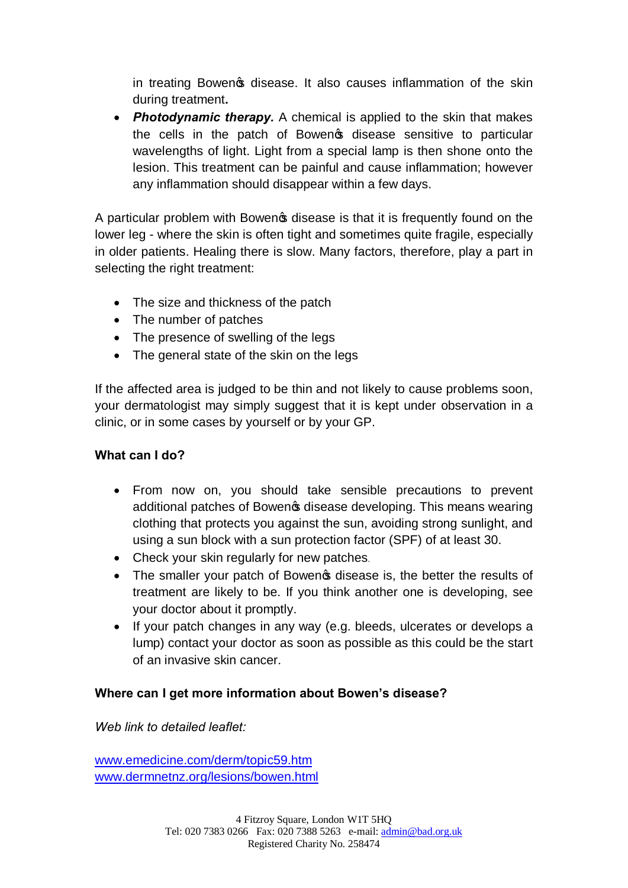in treating Bowen's disease. It also causes inflammation of the skin during treatment**.**

- ***Photodynamic therapy.*** A chemical is applied to the skin that makes the cells in the patch of Bowen's disease sensitive to particular wavelengths of light. Light from a special lamp is then shone onto the lesion. This treatment can be painful and cause inflammation; however any inflammation should disappear within a few days.

A particular problem with Bowen's disease is that it is frequently found on the lower leg - where the skin is often tight and sometimes quite fragile, especially in older patients. Healing there is slow. Many factors, therefore, play a part in selecting the right treatment:

- The size and thickness of the patch
- The number of patches
- The presence of swelling of the legs
- The general state of the skin on the legs

If the affected area is judged to be thin and not likely to cause problems soon, your dermatologist may simply suggest that it is kept under observation in a clinic, or in some cases by yourself or by your GP.

**What can I do?**

- From now on, you should take sensible precautions to prevent additional patches of Bowen's disease developing. This means wearing clothing that protects you against the sun, avoiding strong sunlight, and using a sun block with a sun protection factor (SPF) of at least 30.
- Check your skin regularly for new patches.
- The smaller your patch of Bowen's disease is, the better the results of treatment are likely to be. If you think another one is developing, see your doctor about it promptly.
- If your patch changes in any way (e.g. bleeds, ulcerates or develops a lump) contact your doctor as soon as possible as this could be the start of an invasive skin cancer.

**Where can I get more information about Bowen's disease?**

*Web link to detailed leaflet:*

www.emedicine.com/derm/topic59.htm
www.dermnetnz.org/lesions/bowen.html

4 Fitzroy Square, London W1T 5HQ
Tel: 020 7383 0266 Fax: 020 7388 5263 e-mail: admin@bad.org.uk
Registered Charity No. 258474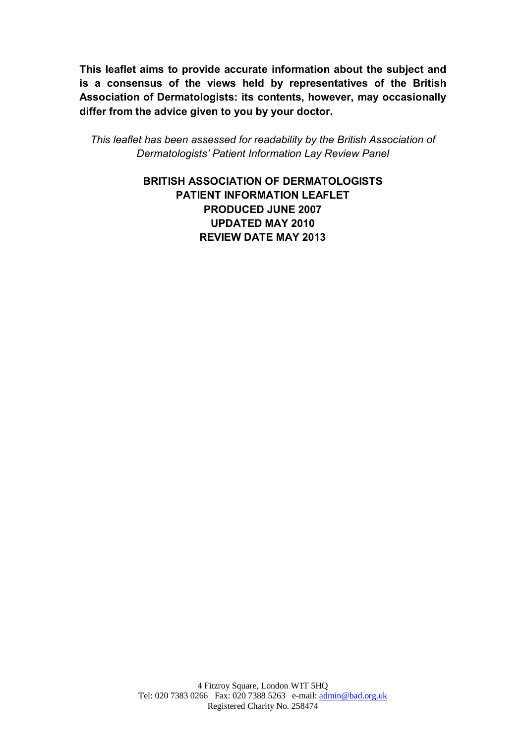**This leaflet aims to provide accurate information about the subject and is a consensus of the views held by representatives of the British Association of Dermatologists: its contents, however, may occasionally differ from the advice given to you by your doctor.**

*This leaflet has been assessed for readability by the British Association of Dermatologists' Patient Information Lay Review Panel*

**BRITISH ASSOCIATION OF DERMATOLOGISTS**
**PATIENT INFORMATION LEAFLET**
**PRODUCED JUNE 2007**
**UPDATED MAY 2010**
**REVIEW DATE MAY 2013**

4 Fitzroy Square, London W1T 5HQ
Tel: 020 7383 0266 Fax: 020 7388 5263 e-mail: admin@bad.org.uk
Registered Charity No. 258474